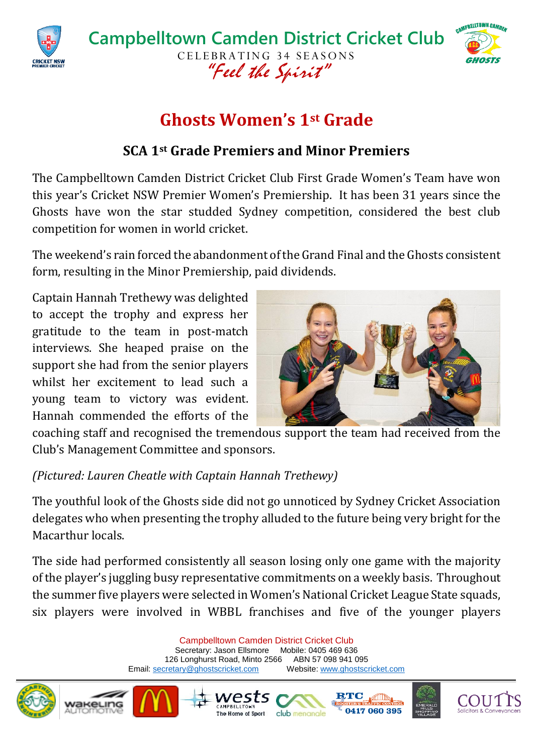# Campbelltown Camden District Cricket Club

CELEBRATING 34 SEASONS

*"Feel the Spirit"*

## Ghosts Women's 1st Grade

### SCA 1st Grade Premiers and Minor Premiers

The Campbelltown Camden District Cricket Club First Grade Women's Team have won this year's Cricket NSW Premier Women's Premiership. It has been 31 years since the Ghosts have won the star studded Sydney competition, considered the best club competition for women in world cricket.

The weekend's rain forced the abandonment of the Grand Final and the Ghosts consistent form, resulting in the Minor Premiership, paid dividends.

Captain Hannah Trethewy was delighted to accept the trophy and express her gratitude to the team in post-match interviews. She heaped praise on the support she had from the senior players whilst her excitement to lead such a young team to victory was evident. Hannah commended the efforts of the coaching staff and recognised the tremendous support the team had received from the Club's Management Committee and sponsors.

*(Pictured: Lauren Cheatle with Captain Hannah Trethewy)*

The youthful look of the Ghosts side did not go unnoticed by Sydney Cricket Association delegates who when presenting the trophy alluded to the future being very bright for the Macarthur locals.

The side had performed consistently all season losing only one game with the majority of the player's juggling busy representative commitments on a weekly basis. Throughout the summer five players were selected in Women's National Cricket League State squads, six players were involved in WBBL franchises and five of the younger players

Campbelltown Camden District Cricket Club
Secretary: Jason Ellsmore Mobile: 0405 469 636
126 Longhurst Road, Minto 2566 ABN 57 098 941 095
Email: secretary@ghostscricket.com Website: www.ghostscricket.com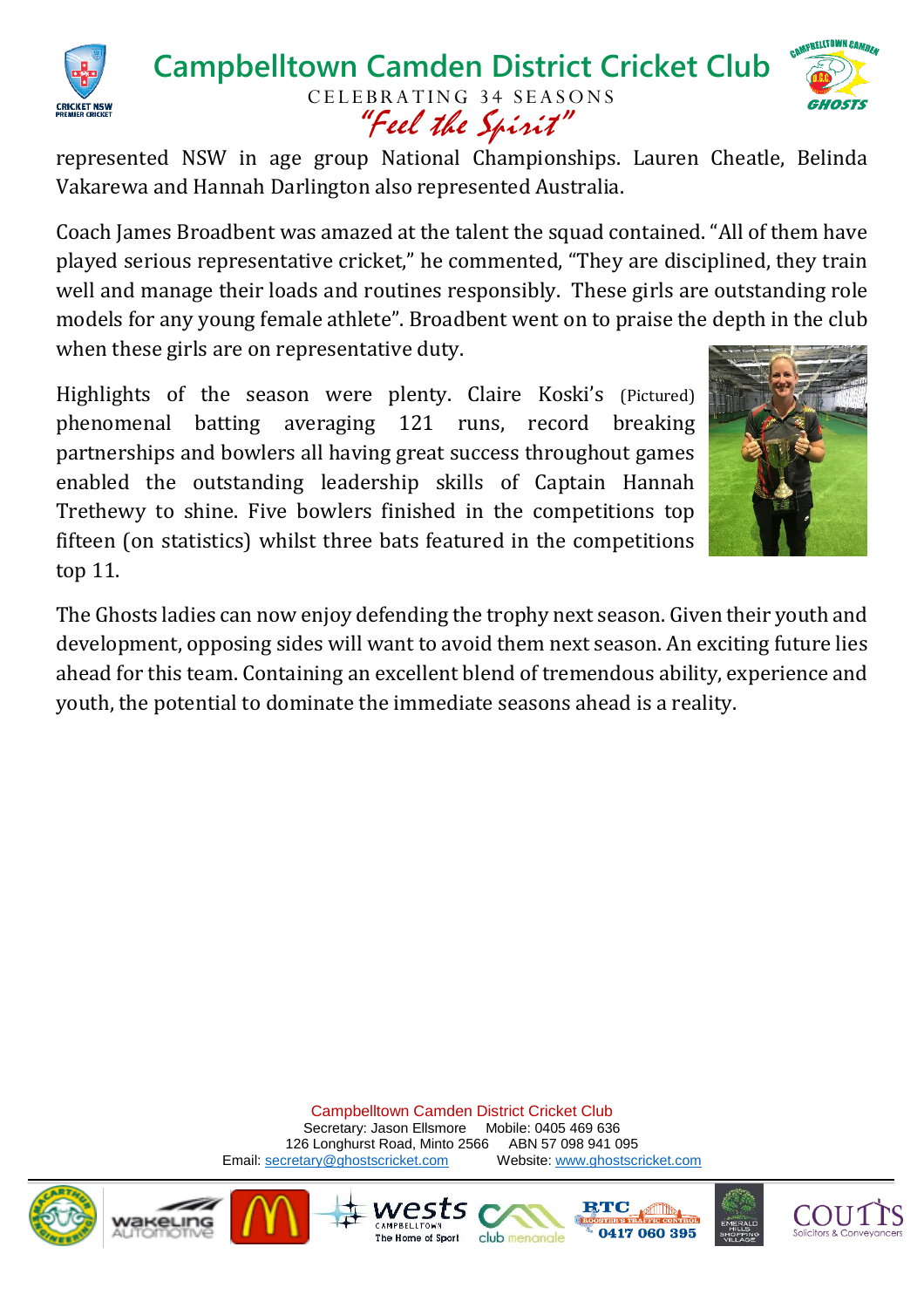represented NSW in age group National Championships. Lauren Cheatle, Belinda Vakarewa and Hannah Darlington also represented Australia.

Coach James Broadbent was amazed at the talent the squad contained. "All of them have played serious representative cricket," he commented, "They are disciplined, they train well and manage their loads and routines responsibly. These girls are outstanding role models for any young female athlete". Broadbent went on to praise the depth in the club when these girls are on representative duty.

Highlights of the season were plenty. Claire Koski's (Pictured) phenomenal batting averaging 121 runs, record breaking partnerships and bowlers all having great success throughout games enabled the outstanding leadership skills of Captain Hannah Trethewy to shine. Five bowlers finished in the competitions top fifteen (on statistics) whilst three bats featured in the competitions top 11.

The Ghosts ladies can now enjoy defending the trophy next season. Given their youth and development, opposing sides will want to avoid them next season. An exciting future lies ahead for this team. Containing an excellent blend of tremendous ability, experience and youth, the potential to dominate the immediate seasons ahead is a reality.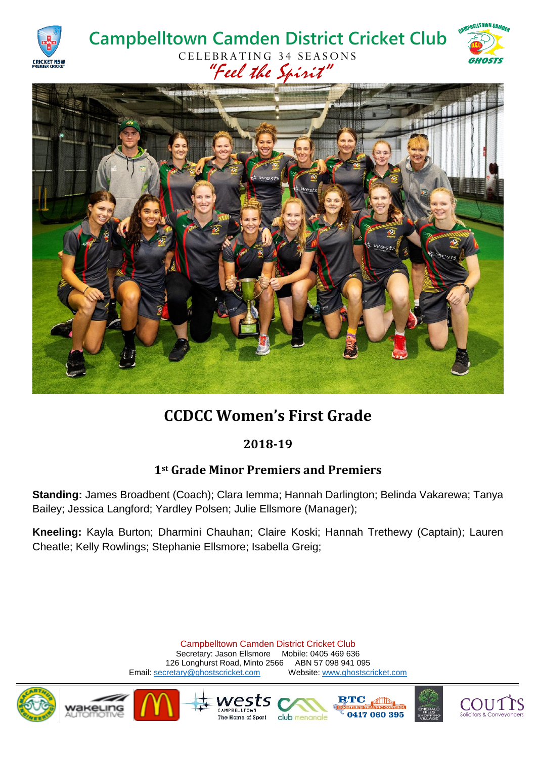# Campbelltown Camden District Cricket Club

CELEBRATING 34 SEASONS

*"Feel the Spirit"*

## CCDCC Women's First Grade

### 2018-19

### 1st Grade Minor Premiers and Premiers

**Standing:** James Broadbent (Coach); Clara Iemma; Hannah Darlington; Belinda Vakarewa; Tanya Bailey; Jessica Langford; Yardley Polsen; Julie Ellsmore (Manager);

**Kneeling:** Kayla Burton; Dharmini Chauhan; Claire Koski; Hannah Trethewy (Captain); Lauren Cheatle; Kelly Rowlings; Stephanie Ellsmore; Isabella Greig;

Campbelltown Camden District Cricket Club
Secretary: Jason Ellsmore Mobile: 0405 469 636
126 Longhurst Road, Minto 2566 ABN 57 098 941 095
Email: secretary@ghostscricket.com Website: www.ghostscricket.com